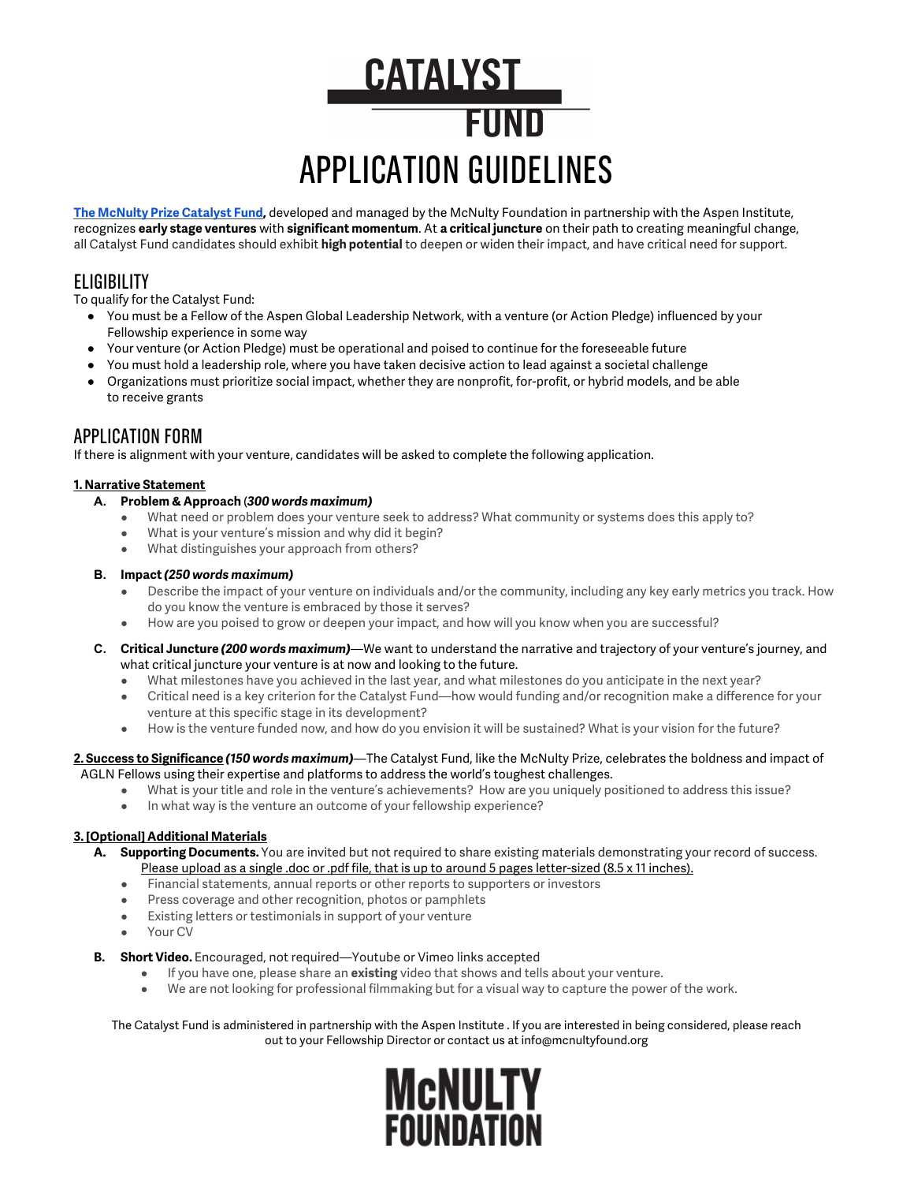# CATALYST FUND

# APPLICATION GUIDELINES

**[The McNulty Prize Catalyst Fund](#)*,*** developed and managed by the McNulty Foundation in partnership with the Aspen Institute, recognizes **early stage ventures** with **significant momentum**. At **a critical juncture** on their path to creating meaningful change, all Catalyst Fund candidates should exhibit **high potential** to deepen or widen their impact, and have critical need for support.

## ELIGIBILITY

To qualify for the Catalyst Fund:

- You must be a Fellow of the Aspen Global Leadership Network, with a venture (or Action Pledge) influenced by your Fellowship experience in some way
- Your venture (or Action Pledge) must be operational and poised to continue for the foreseeable future
- You must hold a leadership role, where you have taken decisive action to lead against a societal challenge
- Organizations must prioritize social impact, whether they are nonprofit, for-profit, or hybrid models, and be able to receive grants

## APPLICATION FORM

If there is alignment with your venture, candidates will be asked to complete the following application.

**1. Narrative Statement**

**A. Problem & Approach** (***300 words maximum)***

- What need or problem does your venture seek to address? What community or systems does this apply to?
- What is your venture's mission and why did it begin?
- What distinguishes your approach from others?

**B. Impact *(250 words maximum)***

- Describe the impact of your venture on individuals and/or the community, including any key early metrics you track. How do you know the venture is embraced by those it serves?
- How are you poised to grow or deepen your impact, and how will you know when you are successful?

**C. Critical Juncture *(200 words maximum)*** —We want to understand the narrative and trajectory of your venture's journey, and what critical juncture your venture is at now and looking to the future.

- What milestones have you achieved in the last year, and what milestones do you anticipate in the next year?
- Critical need is a key criterion for the Catalyst Fund—how would funding and/or recognition make a difference for your venture at this specific stage in its development?
- How is the venture funded now, and how do you envision it will be sustained? What is your vision for the future?

**2. Success to Significance *(150 words maximum)*** —The Catalyst Fund, like the McNulty Prize, celebrates the boldness and impact of AGLN Fellows using their expertise and platforms to address the world's toughest challenges.

- What is your title and role in the venture's achievements? How are you uniquely positioned to address this issue?
- In what way is the venture an outcome of your fellowship experience?

**3. [Optional] Additional Materials**

**A. Supporting Documents.** You are invited but not required to share existing materials demonstrating your record of success. Please upload as a single .doc or .pdf file, that is up to around 5 pages letter-sized (8.5 x 11 inches).

- Financial statements, annual reports or other reports to supporters or investors
- Press coverage and other recognition, photos or pamphlets
- Existing letters or testimonials in support of your venture
- Your CV

**B. Short Video.** Encouraged, not required—Youtube or Vimeo links accepted

- If you have one, please share an **existing** video that shows and tells about your venture.
- We are not looking for professional filmmaking but for a visual way to capture the power of the work.

The Catalyst Fund is administered in partnership with the Aspen Institute . If you are interested in being considered, please reach out to your Fellowship Director or contact us at info@mcnultyfound.org

McNULTY FOUNDATION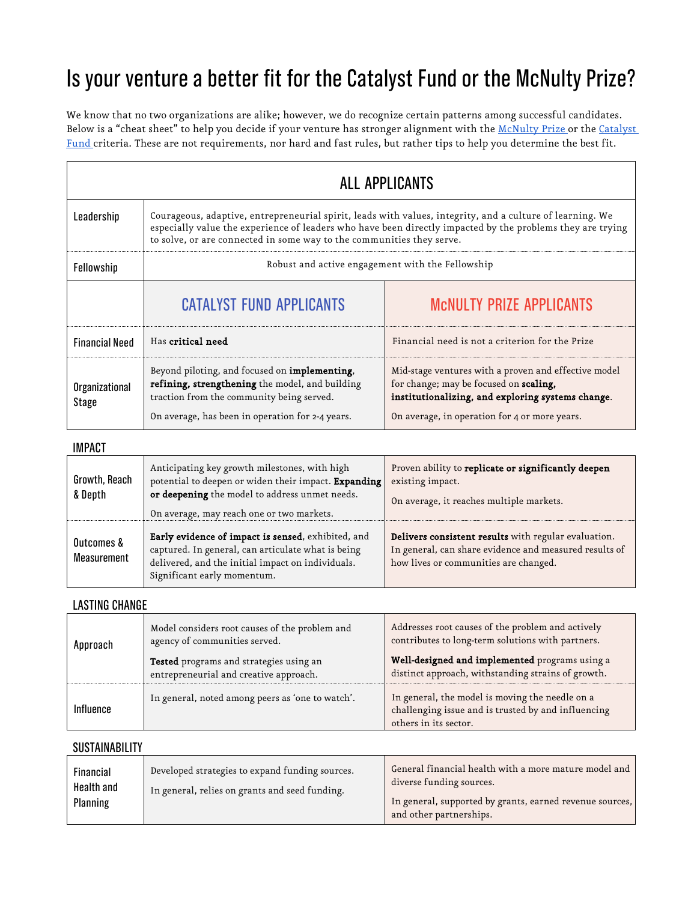# Is your venture a better fit for the Catalyst Fund or the McNulty Prize?

We know that no two organizations are alike; however, we do recognize certain patterns among successful candidates. Below is a "cheat sheet" to help you decide if your venture has stronger alignment with the McNulty Prize or the Catalyst Fund criteria. These are not requirements, nor hard and fast rules, but rather tips to help you determine the best fit.

| | ALL APPLICANTS | |
|---|---|---|
| Leadership | Courageous, adaptive, entrepreneurial spirit, leads with values, integrity, and a culture of learning. We especially value the experience of leaders who have been directly impacted by the problems they are trying to solve, or are connected in some way to the communities they serve. | |
| Fellowship | Robust and active engagement with the Fellowship | |
| | **CATALYST FUND APPLICANTS** | **McNULTY PRIZE APPLICANTS** |
| Financial Need | Has **critical need** | Financial need is not a criterion for the Prize |
| Organizational Stage | Beyond piloting, and focused on **implementing**, **refining, strengthening** the model, and building traction from the community being served.<br><br>On average, has been in operation for 2-4 years. | Mid-stage ventures with a proven and effective model for change; may be focused on **scaling, institutionalizing, and exploring systems change**.<br><br>On average, in operation for 4 or more years. |

## IMPACT

| | | |
|---|---|---|
| Growth, Reach & Depth | Anticipating key growth milestones, with high potential to deepen or widen their impact. **Expanding or deepening** the model to address unmet needs.<br><br>On average, may reach one or two markets. | Proven ability to **replicate or significantly deepen** existing impact.<br><br>On average, it reaches multiple markets. |
| Outcomes & Measurement | **Early evidence of impact is sensed**, exhibited, and captured. In general, can articulate what is being delivered, and the initial impact on individuals. Significant early momentum. | **Delivers consistent results** with regular evaluation. In general, can share evidence and measured results of how lives or communities are changed. |

## LASTING CHANGE

| | | |
|---|---|---|
| Approach | Model considers root causes of the problem and agency of communities served.<br><br>**Tested** programs and strategies using an entrepreneurial and creative approach. | Addresses root causes of the problem and actively contributes to long-term solutions with partners.<br><br>**Well-designed and implemented** programs using a distinct approach, withstanding strains of growth. |
| Influence | In general, noted among peers as 'one to watch'. | In general, the model is moving the needle on a challenging issue and is trusted by and influencing others in its sector. |

## SUSTAINABILITY

| | | |
|---|---|---|
| Financial Health and Planning | Developed strategies to expand funding sources.<br><br>In general, relies on grants and seed funding. | General financial health with a more mature model and diverse funding sources.<br><br>In general, supported by grants, earned revenue sources, and other partnerships. |